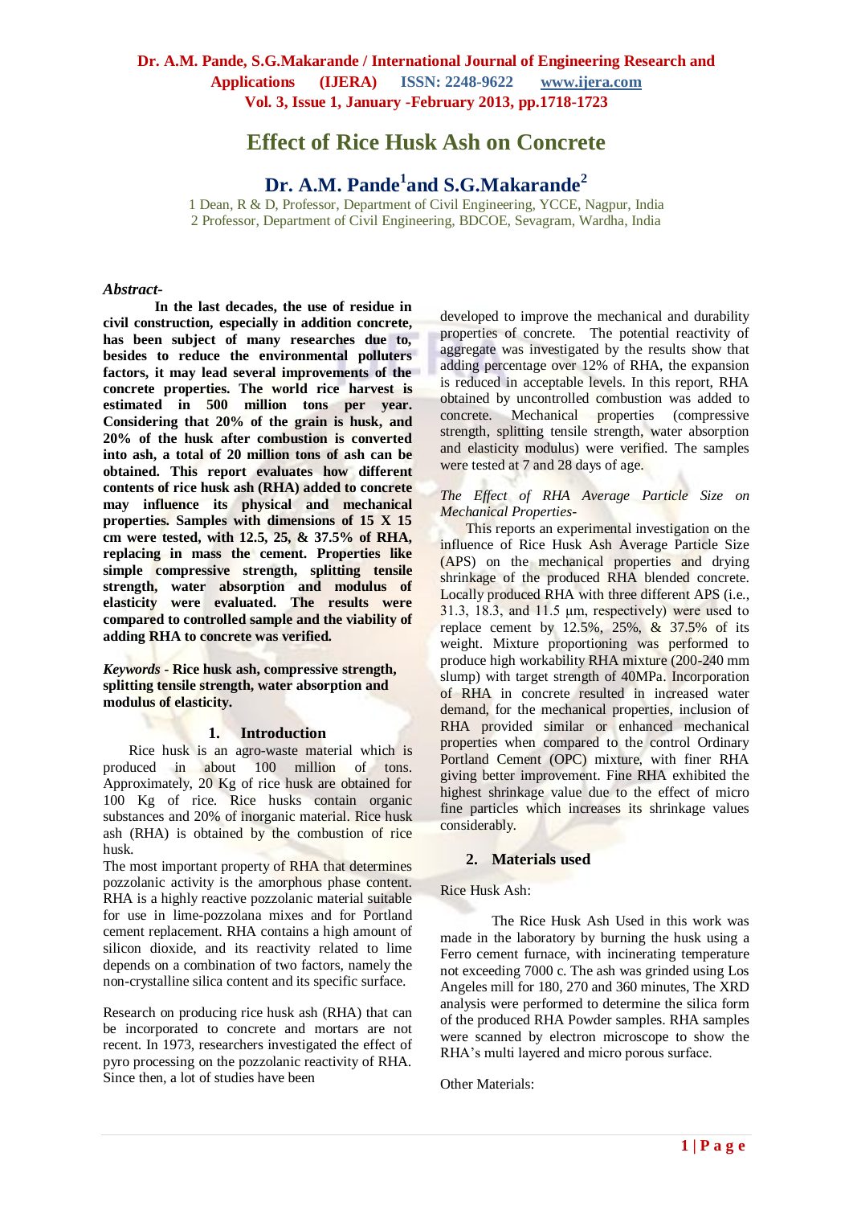# Effect of Rice Husk Ash on Concrete

## Dr. A.M. Pande[1] and S.G.Makarande[2]

1 Dean, R & D, Professor, Department of Civil Engineering, YCCE, Nagpur, India
2 Professor, Department of Civil Engineering, BDCOE, Sevagram, Wardha, India

***Abstract-***

**In the last decades, the use of residue in civil construction, especially in addition concrete, has been subject of many researches due to, besides to reduce the environmental polluters factors, it may lead several improvements of the concrete properties. The world rice harvest is estimated in 500 million tons per year. Considering that 20% of the grain is husk, and 20% of the husk after combustion is converted into ash, a total of 20 million tons of ash can be obtained. This report evaluates how different contents of rice husk ash (RHA) added to concrete may influence its physical and mechanical properties. Samples with dimensions of 15 X 15 cm were tested, with 12.5, 25, & 37.5% of RHA, replacing in mass the cement. Properties like simple compressive strength, splitting tensile strength, water absorption and modulus of elasticity were evaluated. The results were compared to controlled sample and the viability of adding RHA to concrete was verified.**

***Keywords* - Rice husk ash, compressive strength, splitting tensile strength, water absorption and modulus of elasticity.**

## 1. Introduction

Rice husk is an agro-waste material which is produced in about 100 million of tons. Approximately, 20 Kg of rice husk are obtained for 100 Kg of rice. Rice husks contain organic substances and 20% of inorganic material. Rice husk ash (RHA) is obtained by the combustion of rice husk.

The most important property of RHA that determines pozzolanic activity is the amorphous phase content. RHA is a highly reactive pozzolanic material suitable for use in lime-pozzolana mixes and for Portland cement replacement. RHA contains a high amount of silicon dioxide, and its reactivity related to lime depends on a combination of two factors, namely the non-crystalline silica content and its specific surface.

Research on producing rice husk ash (RHA) that can be incorporated to concrete and mortars are not recent. In 1973, researchers investigated the effect of pyro processing on the pozzolanic reactivity of RHA. Since then, a lot of studies have been developed to improve the mechanical and durability properties of concrete. The potential reactivity of aggregate was investigated by the results show that adding percentage over 12% of RHA, the expansion is reduced in acceptable levels. In this report, RHA obtained by uncontrolled combustion was added to concrete. Mechanical properties (compressive strength, splitting tensile strength, water absorption and elasticity modulus) were verified. The samples were tested at 7 and 28 days of age.

*The Effect of RHA Average Particle Size on Mechanical Properties-*

This reports an experimental investigation on the influence of Rice Husk Ash Average Particle Size (APS) on the mechanical properties and drying shrinkage of the produced RHA blended concrete. Locally produced RHA with three different APS (i.e., 31.3, 18.3, and 11.5 μm, respectively) were used to replace cement by 12.5%, 25%, & 37.5% of its weight. Mixture proportioning was performed to produce high workability RHA mixture (200-240 mm slump) with target strength of 40MPa. Incorporation of RHA in concrete resulted in increased water demand, for the mechanical properties, inclusion of RHA provided similar or enhanced mechanical properties when compared to the control Ordinary Portland Cement (OPC) mixture, with finer RHA giving better improvement. Fine RHA exhibited the highest shrinkage value due to the effect of micro fine particles which increases its shrinkage values considerably.

## 2. Materials used

Rice Husk Ash:

The Rice Husk Ash Used in this work was made in the laboratory by burning the husk using a Ferro cement furnace, with incinerating temperature not exceeding 7000 c. The ash was grinded using Los Angeles mill for 180, 270 and 360 minutes, The XRD analysis were performed to determine the silica form of the produced RHA Powder samples. RHA samples were scanned by electron microscope to show the RHA's multi layered and micro porous surface.

Other Materials: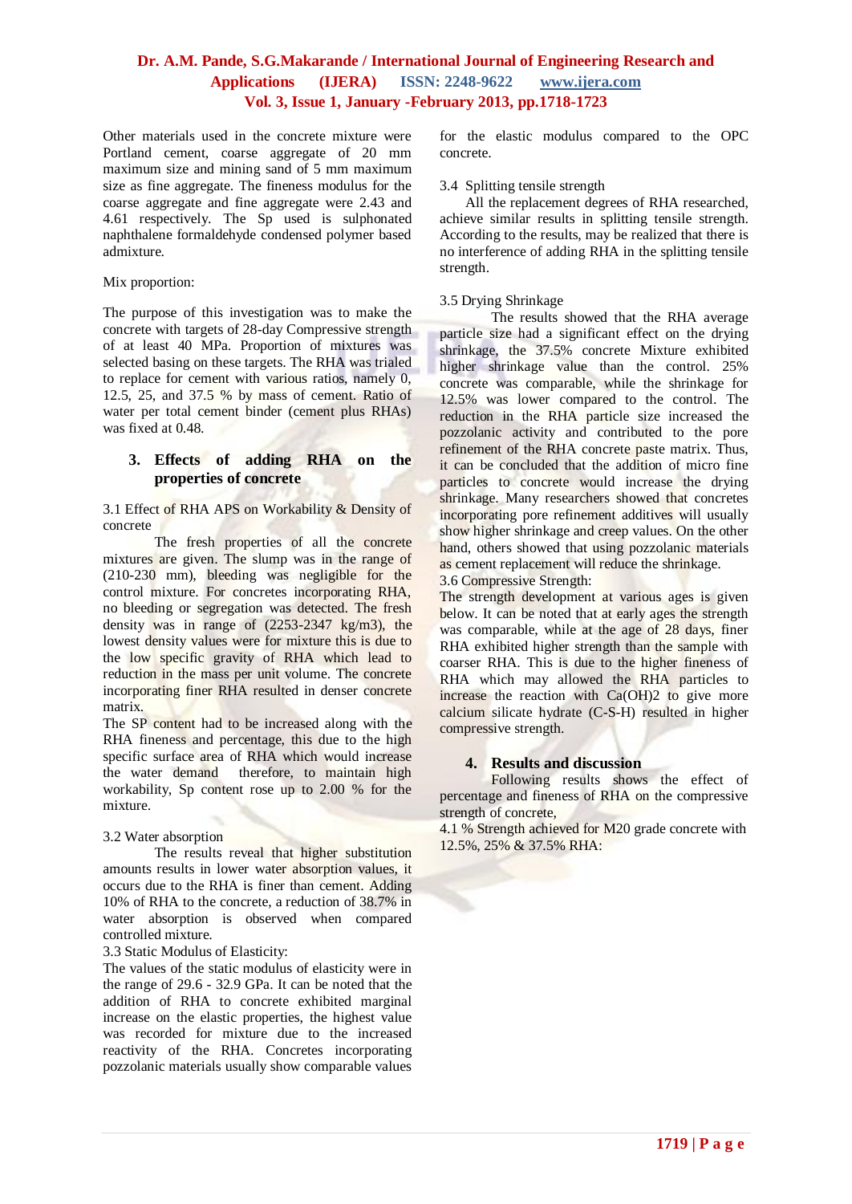Other materials used in the concrete mixture were Portland cement, coarse aggregate of 20 mm maximum size and mining sand of 5 mm maximum size as fine aggregate. The fineness modulus for the coarse aggregate and fine aggregate were 2.43 and 4.61 respectively. The Sp used is sulphonated naphthalene formaldehyde condensed polymer based admixture.

Mix proportion:

The purpose of this investigation was to make the concrete with targets of 28-day Compressive strength of at least 40 MPa. Proportion of mixtures was selected basing on these targets. The RHA was trialed to replace for cement with various ratios, namely 0, 12.5, 25, and 37.5 % by mass of cement. Ratio of water per total cement binder (cement plus RHAs) was fixed at 0.48.

## 3. Effects of adding RHA on the properties of concrete

3.1 Effect of RHA APS on Workability & Density of concrete

The fresh properties of all the concrete mixtures are given. The slump was in the range of (210-230 mm), bleeding was negligible for the control mixture. For concretes incorporating RHA, no bleeding or segregation was detected. The fresh density was in range of (2253-2347 kg/m3), the lowest density values were for mixture this is due to the low specific gravity of RHA which lead to reduction in the mass per unit volume. The concrete incorporating finer RHA resulted in denser concrete matrix.

The SP content had to be increased along with the RHA fineness and percentage, this due to the high specific surface area of RHA which would increase the water demand therefore, to maintain high workability, Sp content rose up to 2.00 % for the mixture.

3.2 Water absorption

The results reveal that higher substitution amounts results in lower water absorption values, it occurs due to the RHA is finer than cement. Adding 10% of RHA to the concrete, a reduction of 38.7% in water absorption is observed when compared controlled mixture.

3.3 Static Modulus of Elasticity:

The values of the static modulus of elasticity were in the range of 29.6 - 32.9 GPa. It can be noted that the addition of RHA to concrete exhibited marginal increase on the elastic properties, the highest value was recorded for mixture due to the increased reactivity of the RHA. Concretes incorporating pozzolanic materials usually show comparable values for the elastic modulus compared to the OPC concrete.

3.4 Splitting tensile strength

All the replacement degrees of RHA researched, achieve similar results in splitting tensile strength. According to the results, may be realized that there is no interference of adding RHA in the splitting tensile strength.

3.5 Drying Shrinkage

The results showed that the RHA average particle size had a significant effect on the drying shrinkage, the 37.5% concrete Mixture exhibited higher shrinkage value than the control. 25% concrete was comparable, while the shrinkage for 12.5% was lower compared to the control. The reduction in the RHA particle size increased the pozzolanic activity and contributed to the pore refinement of the RHA concrete paste matrix. Thus, it can be concluded that the addition of micro fine particles to concrete would increase the drying shrinkage. Many researchers showed that concretes incorporating pore refinement additives will usually show higher shrinkage and creep values. On the other hand, others showed that using pozzolanic materials as cement replacement will reduce the shrinkage.

3.6 Compressive Strength:

The strength development at various ages is given below. It can be noted that at early ages the strength was comparable, while at the age of 28 days, finer RHA exhibited higher strength than the sample with coarser RHA. This is due to the higher fineness of RHA which may allowed the RHA particles to increase the reaction with $Ca(OH)_2$ to give more calcium silicate hydrate (C-S-H) resulted in higher compressive strength.

## 4. Results and discussion

Following results shows the effect of percentage and fineness of RHA on the compressive strength of concrete,

4.1 % Strength achieved for M20 grade concrete with 12.5%, 25% & 37.5% RHA: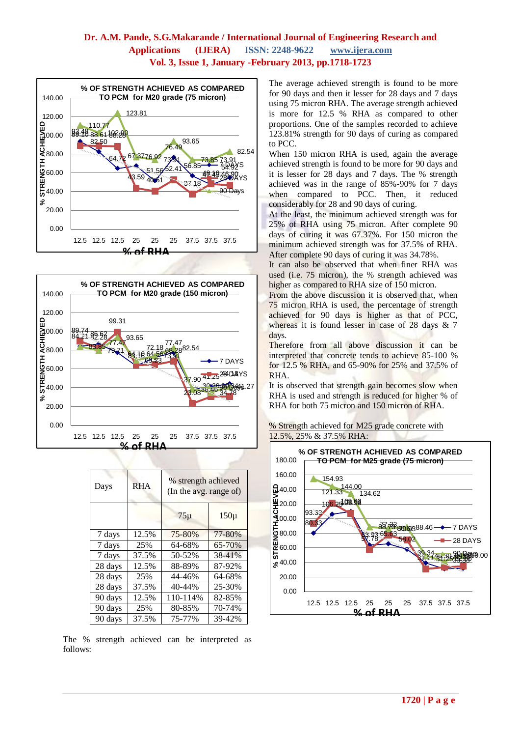| Days | RHA | % strength achieved (In the avg. range of) | |
|---|---|---|---|
| | | 75μ | 150μ |
| 7 days | 12.5% | 75-80% | 77-80% |
| 7 days | 25% | 64-68% | 65-70% |
| 7 days | 37.5% | 50-52% | 38-41% |
| 28 days | 12.5% | 88-89% | 87-92% |
| 28 days | 25% | 44-46% | 64-68% |
| 28 days | 37.5% | 40-44% | 25-30% |
| 90 days | 12.5% | 110-114% | 82-85% |
| 90 days | 25% | 80-85% | 70-74% |
| 90 days | 37.5% | 75-77% | 39-42% |

The % strength achieved can be interpreted as follows:

The average achieved strength is found to be more for 90 days and then it lesser for 28 days and 7 days using 75 micron RHA. The average strength achieved is more for 12.5 % RHA as compared to other proportions. One of the samples recorded to achieve 123.81% strength for 90 days of curing as compared to PCC.

When 150 micron RHA is used, again the average achieved strength is found to be more for 90 days and it is lesser for 28 days and 7 days. The % strength achieved was in the range of 85%-90% for 7 days when compared to PCC. Then, it reduced considerably for 28 and 90 days of curing.

At the least, the minimum achieved strength was for 25% of RHA using 75 micron. After complete 90 days of curing it was 67.37%. For 150 micron the minimum achieved strength was for 37.5% of RHA. After complete 90 days of curing it was 34.78%.

It can also be observed that when finer RHA was used (i.e. 75 micron), the % strength achieved was higher as compared to RHA size of 150 micron.

From the above discussion it is observed that, when 75 micron RHA is used, the percentage of strength achieved for 90 days is higher as that of PCC, whereas it is found lesser in case of 28 days & 7 days.

Therefore from all above discussion it can be interpreted that concrete tends to achieve 85-100 % for 12.5 % RHA, and 65-90% for 25% and 37.5% of RHA.

It is observed that strength gain becomes slow when RHA is used and strength is reduced for higher % of RHA for both 75 micron and 150 micron of RHA.

% Strength achieved for M25 grade concrete with 12.5%, 25% & 37.5% RHA: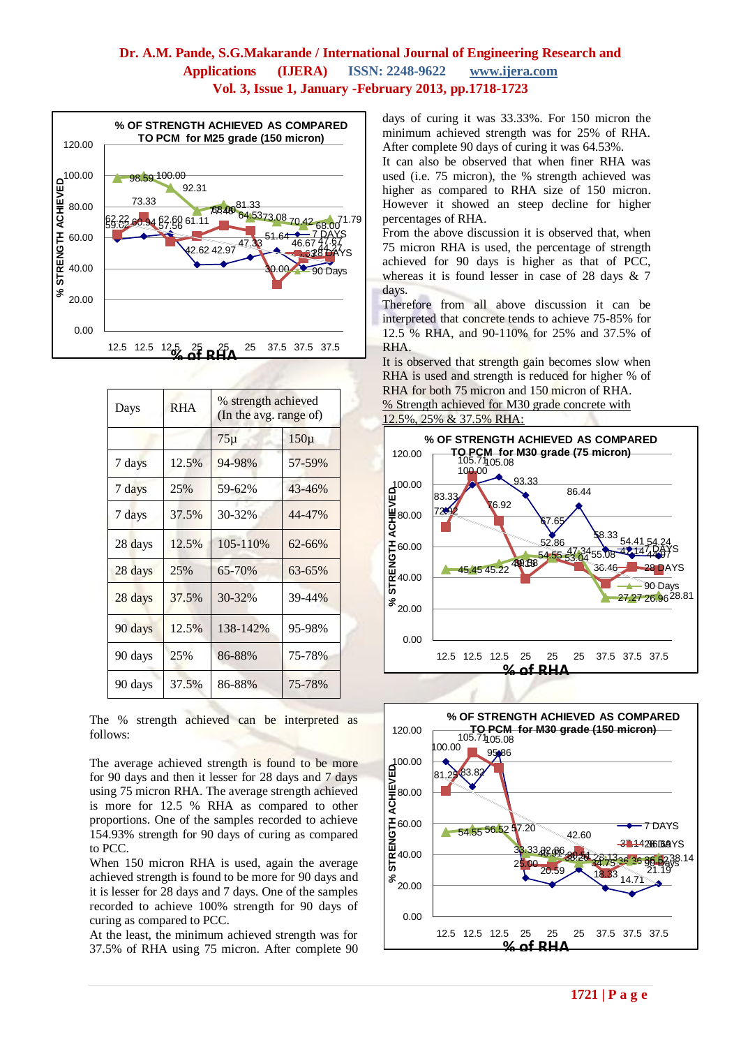| Days | RHA | % strength achieved (In the avg. range of) | |
|---|---|---|---|
| | | 75µ | 150µ |
| 7 days | 12.5% | 94-98% | 57-59% |
| 7 days | 25% | 59-62% | 43-46% |
| 7 days | 37.5% | 30-32% | 44-47% |
| 28 days | 12.5% | 105-110% | 62-66% |
| 28 days | 25% | 65-70% | 63-65% |
| 28 days | 37.5% | 30-32% | 39-44% |
| 90 days | 12.5% | 138-142% | 95-98% |
| 90 days | 25% | 86-88% | 75-78% |
| 90 days | 37.5% | 86-88% | 75-78% |

The % strength achieved can be interpreted as follows:

The average achieved strength is found to be more for 90 days and then it lesser for 28 days and 7 days using 75 micron RHA. The average strength achieved is more for 12.5 % RHA as compared to other proportions. One of the samples recorded to achieve 154.93% strength for 90 days of curing as compared to PCC.

When 150 micron RHA is used, again the average achieved strength is found to be more for 90 days and it is lesser for 28 days and 7 days. One of the samples recorded to achieve 100% strength for 90 days of curing as compared to PCC.

At the least, the minimum achieved strength was for 37.5% of RHA using 75 micron. After complete 90 days of curing it was 33.33%. For 150 micron the minimum achieved strength was for 25% of RHA. After complete 90 days of curing it was 64.53%.

It can also be observed that when finer RHA was used (i.e. 75 micron), the % strength achieved was higher as compared to RHA size of 150 micron. However it showed an steep decline for higher percentages of RHA.

From the above discussion it is observed that, when 75 micron RHA is used, the percentage of strength achieved for 90 days is higher as that of PCC, whereas it is found lesser in case of 28 days & 7 days.

Therefore from all above discussion it can be interpreted that concrete tends to achieve 75-85% for 12.5 % RHA, and 90-110% for 25% and 37.5% of RHA.

It is observed that strength gain becomes slow when RHA is used and strength is reduced for higher % of RHA for both 75 micron and 150 micron of RHA.

% Strength achieved for M30 grade concrete with 12.5%, 25% & 37.5% RHA: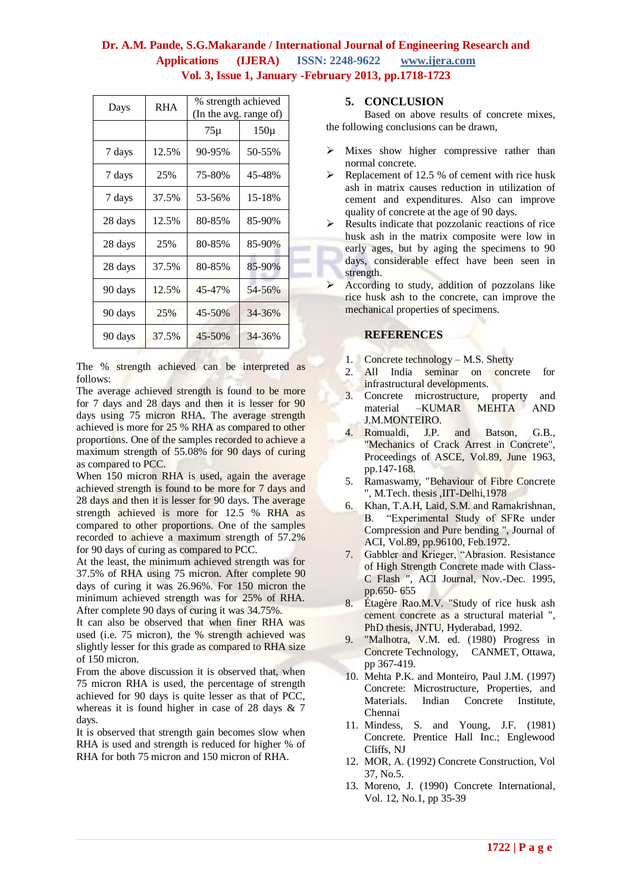| Days | RHA | % strength achieved (In the avg. range of) | |
|---|---|---|---|
| | | 75µ | 150µ |
| 7 days | 12.5% | 90-95% | 50-55% |
| 7 days | 25% | 75-80% | 45-48% |
| 7 days | 37.5% | 53-56% | 15-18% |
| 28 days | 12.5% | 80-85% | 85-90% |
| 28 days | 25% | 80-85% | 85-90% |
| 28 days | 37.5% | 80-85% | 85-90% |
| 90 days | 12.5% | 45-47% | 54-56% |
| 90 days | 25% | 45-50% | 34-36% |
| 90 days | 37.5% | 45-50% | 34-36% |

The % strength achieved can be interpreted as follows:

The average achieved strength is found to be more for 7 days and 28 days and then it is lesser for 90 days using 75 micron RHA. The average strength achieved is more for 25 % RHA as compared to other proportions. One of the samples recorded to achieve a maximum strength of 55.08% for 90 days of curing as compared to PCC.

When 150 micron RHA is used, again the average achieved strength is found to be more for 7 days and 28 days and then it is lesser for 90 days. The average strength achieved is more for 12.5 % RHA as compared to other proportions. One of the samples recorded to achieve a maximum strength of 57.2% for 90 days of curing as compared to PCC.

At the least, the minimum achieved strength was for 37.5% of RHA using 75 micron. After complete 90 days of curing it was 26.96%. For 150 micron the minimum achieved strength was for 25% of RHA. After complete 90 days of curing it was 34.75%.

It can also be observed that when finer RHA was used (i.e. 75 micron), the % strength achieved was slightly lesser for this grade as compared to RHA size of 150 micron.

From the above discussion it is observed that, when 75 micron RHA is used, the percentage of strength achieved for 90 days is quite lesser as that of PCC, whereas it is found higher in case of 28 days & 7 days.

It is observed that strength gain becomes slow when RHA is used and strength is reduced for higher % of RHA for both 75 micron and 150 micron of RHA.

## 5. CONCLUSION

Based on above results of concrete mixes, the following conclusions can be drawn,

- Mixes show higher compressive rather than normal concrete.
- Replacement of 12.5 % of cement with rice husk ash in matrix causes reduction in utilization of cement and expenditures. Also can improve quality of concrete at the age of 90 days.
- Results indicate that pozzolanic reactions of rice husk ash in the matrix composite were low in early ages, but by aging the specimens to 90 days, considerable effect have been seen in strength.
- According to study, addition of pozzolans like rice husk ash to the concrete, can improve the mechanical properties of specimens.

## REFERENCES

1. Concrete technology – M.S. Shetty
2. All India seminar on concrete for infrastructural developments.
3. Concrete microstructure, property and material –KUMAR MEHTA AND J.M.MONTEIRO.
4. Romualdi, J.P. and Batson, G.B., "Mechanics of Crack Arrest in Concrete", Proceedings of ASCE, Vol.89, June 1963, pp.147-168.
5. Ramaswamy, "Behaviour of Fibre Concrete ", M.Tech. thesis ,IIT-Delhi,1978
6. Khan, T.A.H, Laid, S.M. and Ramakrishnan, B. "Experimental Study of SFRe under Compression and Pure bending ", Journal of ACI, Vol.89, pp.96100, Feb.1972.
7. Gabbler and Krieger, "Abrasion. Resistance of High Strength Concrete made with Class-C Flash ", ACI Journal, Nov.-Dec. 1995, pp.650- 655
8. Étagère Rao.M.V. "Study of rice husk ash cement concrete as a structural material ", PhD thesis, JNTU, Hyderabad, 1992.
9. "Malhotra, V.M. ed. (1980) Progress in Concrete Technology, CANMET, Ottawa, pp 367-419.
10. Mehta P.K. and Monteiro, Paul J.M. (1997) Concrete: Microstructure, Properties, and Materials. Indian Concrete Institute, Chennai
11. Mindess, S. and Young, J.F. (1981) Concrete. Prentice Hall Inc.; Englewood Cliffs, NJ
12. MOR, A. (1992) Concrete Construction, Vol 37, No.5.
13. Moreno, J. (1990) Concrete International, Vol. 12, No.1, pp 35-39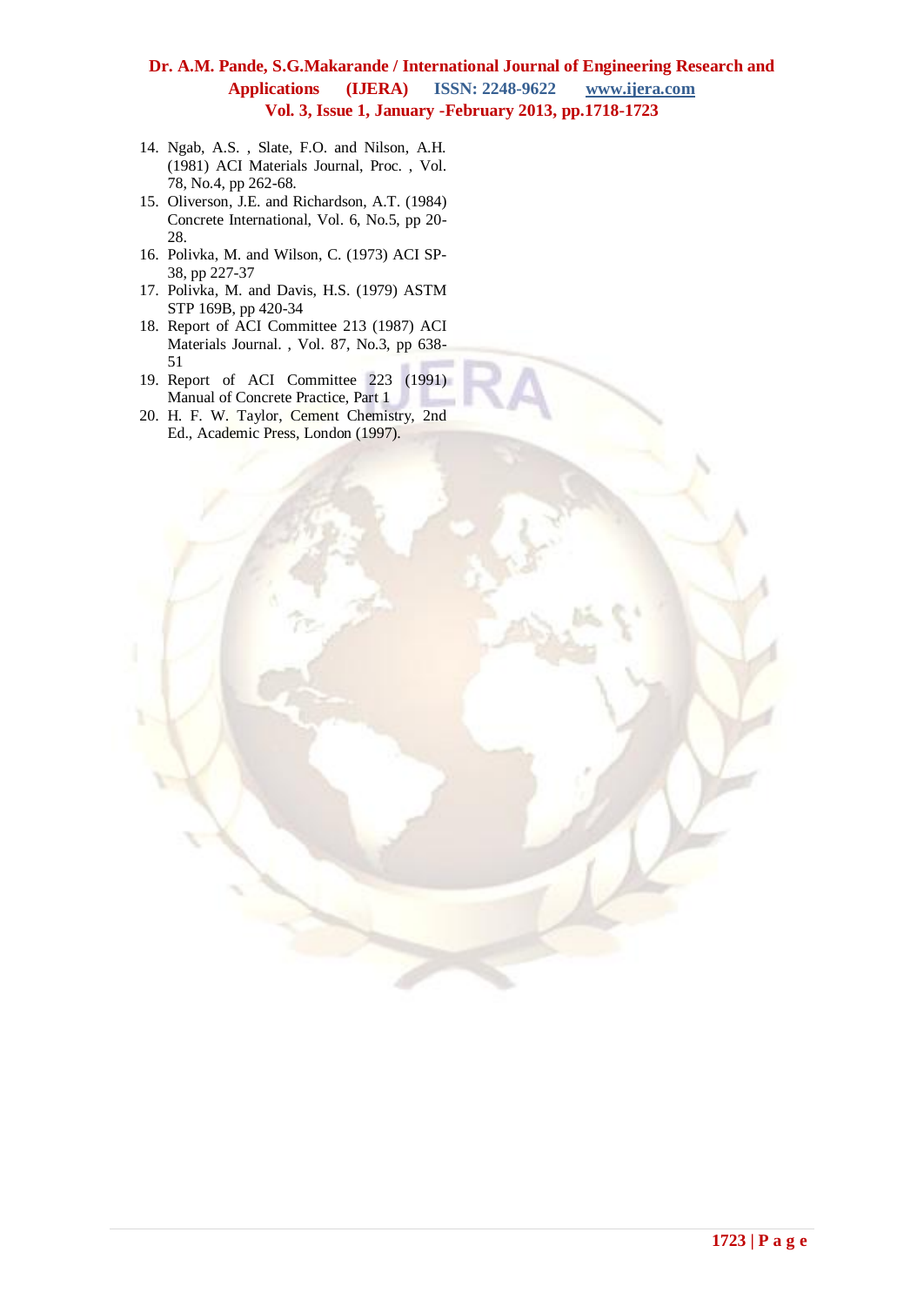14. Ngab, A.S. , Slate, F.O. and Nilson, A.H. (1981) ACI Materials Journal, Proc. , Vol. 78, No.4, pp 262-68.
15. Oliverson, J.E. and Richardson, A.T. (1984) Concrete International, Vol. 6, No.5, pp 20-28.
16. Polivka, M. and Wilson, C. (1973) ACI SP-38, pp 227-37
17. Polivka, M. and Davis, H.S. (1979) ASTM STP 169B, pp 420-34
18. Report of ACI Committee 213 (1987) ACI Materials Journal. , Vol. 87, No.3, pp 638-51
19. Report of ACI Committee 223 (1991) Manual of Concrete Practice, Part 1
20. H. F. W. Taylor, Cement Chemistry, 2nd Ed., Academic Press, London (1997).